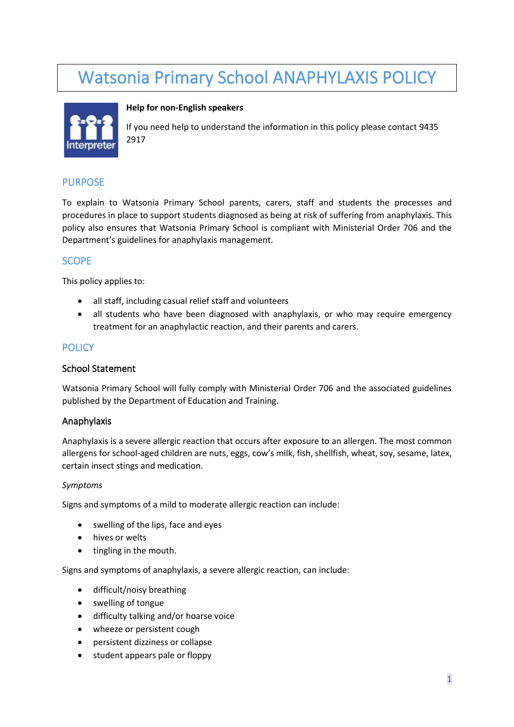# Watsonia Primary School ANAPHYLAXIS POLICY

**Help for non-English speakers**

If you need help to understand the information in this policy please contact 9435 2917

## PURPOSE

To explain to Watsonia Primary School parents, carers, staff and students the processes and procedures in place to support students diagnosed as being at risk of suffering from anaphylaxis. This policy also ensures that Watsonia Primary School is compliant with Ministerial Order 706 and the Department's guidelines for anaphylaxis management.

## SCOPE

This policy applies to:

- all staff, including casual relief staff and volunteers
- all students who have been diagnosed with anaphylaxis, or who may require emergency treatment for an anaphylactic reaction, and their parents and carers.

## POLICY

### School Statement

Watsonia Primary School will fully comply with Ministerial Order 706 and the associated guidelines published by the Department of Education and Training.

### Anaphylaxis

Anaphylaxis is a severe allergic reaction that occurs after exposure to an allergen. The most common allergens for school-aged children are nuts, eggs, cow's milk, fish, shellfish, wheat, soy, sesame, latex, certain insect stings and medication.

*Symptoms*

Signs and symptoms of a mild to moderate allergic reaction can include:

- swelling of the lips, face and eyes
- hives or welts
- tingling in the mouth.

Signs and symptoms of anaphylaxis, a severe allergic reaction, can include:

- difficult/noisy breathing
- swelling of tongue
- difficulty talking and/or hoarse voice
- wheeze or persistent cough
- persistent dizziness or collapse
- student appears pale or floppy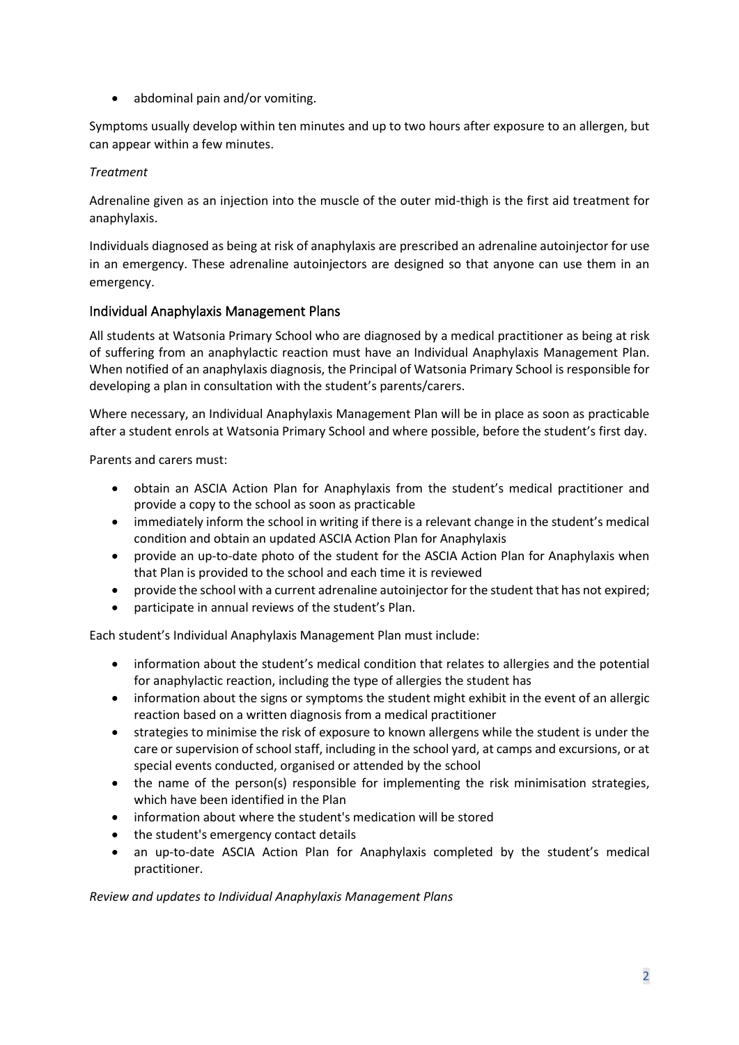- abdominal pain and/or vomiting.

Symptoms usually develop within ten minutes and up to two hours after exposure to an allergen, but can appear within a few minutes.

*Treatment*

Adrenaline given as an injection into the muscle of the outer mid-thigh is the first aid treatment for anaphylaxis.

Individuals diagnosed as being at risk of anaphylaxis are prescribed an adrenaline autoinjector for use in an emergency. These adrenaline autoinjectors are designed so that anyone can use them in an emergency.

## Individual Anaphylaxis Management Plans

All students at Watsonia Primary School who are diagnosed by a medical practitioner as being at risk of suffering from an anaphylactic reaction must have an Individual Anaphylaxis Management Plan. When notified of an anaphylaxis diagnosis, the Principal of Watsonia Primary School is responsible for developing a plan in consultation with the student's parents/carers.

Where necessary, an Individual Anaphylaxis Management Plan will be in place as soon as practicable after a student enrols at Watsonia Primary School and where possible, before the student's first day.

Parents and carers must:

- obtain an ASCIA Action Plan for Anaphylaxis from the student's medical practitioner and provide a copy to the school as soon as practicable
- immediately inform the school in writing if there is a relevant change in the student's medical condition and obtain an updated ASCIA Action Plan for Anaphylaxis
- provide an up-to-date photo of the student for the ASCIA Action Plan for Anaphylaxis when that Plan is provided to the school and each time it is reviewed
- provide the school with a current adrenaline autoinjector for the student that has not expired;
- participate in annual reviews of the student's Plan.

Each student's Individual Anaphylaxis Management Plan must include:

- information about the student's medical condition that relates to allergies and the potential for anaphylactic reaction, including the type of allergies the student has
- information about the signs or symptoms the student might exhibit in the event of an allergic reaction based on a written diagnosis from a medical practitioner
- strategies to minimise the risk of exposure to known allergens while the student is under the care or supervision of school staff, including in the school yard, at camps and excursions, or at special events conducted, organised or attended by the school
- the name of the person(s) responsible for implementing the risk minimisation strategies, which have been identified in the Plan
- information about where the student's medication will be stored
- the student's emergency contact details
- an up-to-date ASCIA Action Plan for Anaphylaxis completed by the student's medical practitioner.

*Review and updates to Individual Anaphylaxis Management Plans*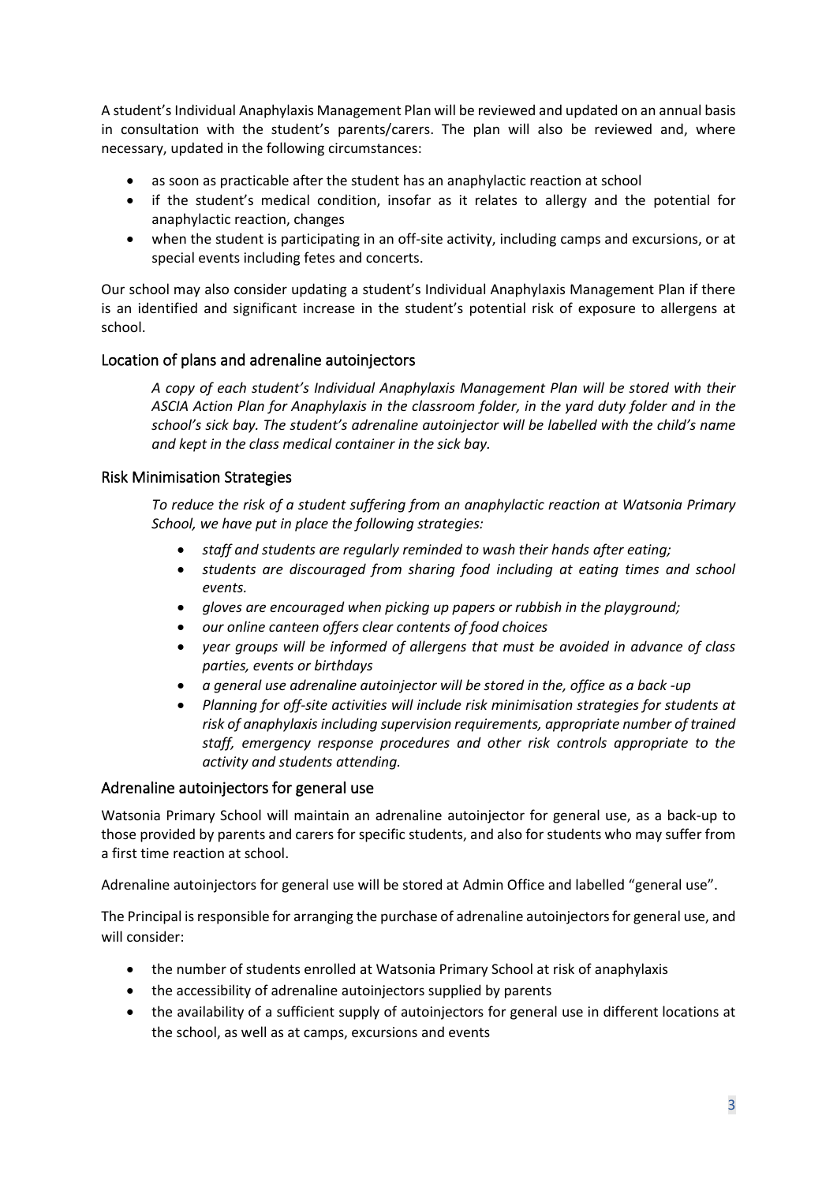A student's Individual Anaphylaxis Management Plan will be reviewed and updated on an annual basis in consultation with the student's parents/carers. The plan will also be reviewed and, where necessary, updated in the following circumstances:

- as soon as practicable after the student has an anaphylactic reaction at school
- if the student's medical condition, insofar as it relates to allergy and the potential for anaphylactic reaction, changes
- when the student is participating in an off-site activity, including camps and excursions, or at special events including fetes and concerts.

Our school may also consider updating a student's Individual Anaphylaxis Management Plan if there is an identified and significant increase in the student's potential risk of exposure to allergens at school.

## Location of plans and adrenaline autoinjectors

*A copy of each student's Individual Anaphylaxis Management Plan will be stored with their ASCIA Action Plan for Anaphylaxis in the classroom folder, in the yard duty folder and in the school's sick bay. The student's adrenaline autoinjector will be labelled with the child's name and kept in the class medical container in the sick bay.*

## Risk Minimisation Strategies

*To reduce the risk of a student suffering from an anaphylactic reaction at Watsonia Primary School, we have put in place the following strategies:*

- *staff and students are regularly reminded to wash their hands after eating;*
- *students are discouraged from sharing food including at eating times and school events.*
- *gloves are encouraged when picking up papers or rubbish in the playground;*
- *our online canteen offers clear contents of food choices*
- *year groups will be informed of allergens that must be avoided in advance of class parties, events or birthdays*
- *a general use adrenaline autoinjector will be stored in the, office as a back -up*
- *Planning for off-site activities will include risk minimisation strategies for students at risk of anaphylaxis including supervision requirements, appropriate number of trained staff, emergency response procedures and other risk controls appropriate to the activity and students attending.*

## Adrenaline autoinjectors for general use

Watsonia Primary School will maintain an adrenaline autoinjector for general use, as a back-up to those provided by parents and carers for specific students, and also for students who may suffer from a first time reaction at school.

Adrenaline autoinjectors for general use will be stored at Admin Office and labelled "general use".

The Principal is responsible for arranging the purchase of adrenaline autoinjectors for general use, and will consider:

- the number of students enrolled at Watsonia Primary School at risk of anaphylaxis
- the accessibility of adrenaline autoinjectors supplied by parents
- the availability of a sufficient supply of autoinjectors for general use in different locations at the school, as well as at camps, excursions and events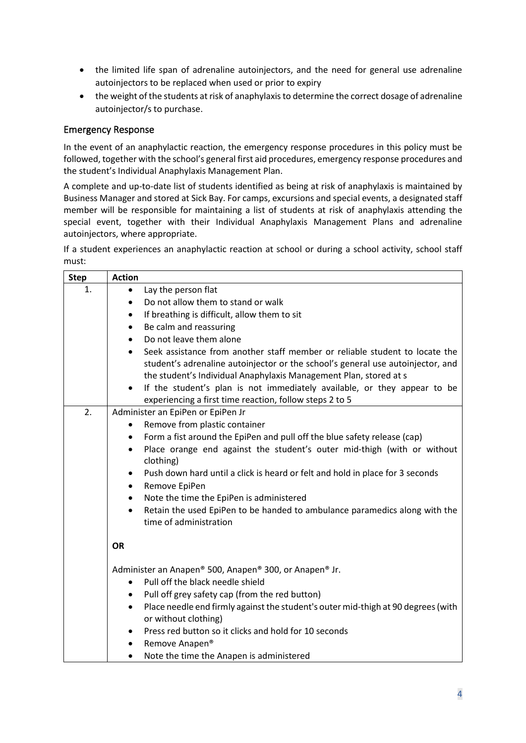- the limited life span of adrenaline autoinjectors, and the need for general use adrenaline autoinjectors to be replaced when used or prior to expiry
- the weight of the students at risk of anaphylaxis to determine the correct dosage of adrenaline autoinjector/s to purchase.

## Emergency Response

In the event of an anaphylactic reaction, the emergency response procedures in this policy must be followed, together with the school's general first aid procedures, emergency response procedures and the student's Individual Anaphylaxis Management Plan.

A complete and up-to-date list of students identified as being at risk of anaphylaxis is maintained by Business Manager and stored at Sick Bay. For camps, excursions and special events, a designated staff member will be responsible for maintaining a list of students at risk of anaphylaxis attending the special event, together with their Individual Anaphylaxis Management Plans and adrenaline autoinjectors, where appropriate.

If a student experiences an anaphylactic reaction at school or during a school activity, school staff must:

| Step | Action |
|---|---|
| 1. | • Lay the person flat<br>• Do not allow them to stand or walk<br>• If breathing is difficult, allow them to sit<br>• Be calm and reassuring<br>• Do not leave them alone<br>• Seek assistance from another staff member or reliable student to locate the student's adrenaline autoinjector or the school's general use autoinjector, and the student's Individual Anaphylaxis Management Plan, stored at s<br>• If the student's plan is not immediately available, or they appear to be experiencing a first time reaction, follow steps 2 to 5 |
| 2. | Administer an EpiPen or EpiPen Jr<br>• Remove from plastic container<br>• Form a fist around the EpiPen and pull off the blue safety release (cap)<br>• Place orange end against the student's outer mid-thigh (with or without clothing)<br>• Push down hard until a click is heard or felt and hold in place for 3 seconds<br>• Remove EpiPen<br>• Note the time the EpiPen is administered<br>• Retain the used EpiPen to be handed to ambulance paramedics along with the time of administration<br><br>**OR**<br><br>Administer an Anapen® 500, Anapen® 300, or Anapen® Jr.<br>• Pull off the black needle shield<br>• Pull off grey safety cap (from the red button)<br>• Place needle end firmly against the student's outer mid-thigh at 90 degrees (with or without clothing)<br>• Press red button so it clicks and hold for 10 seconds<br>• Remove Anapen®<br>• Note the time the Anapen is administered |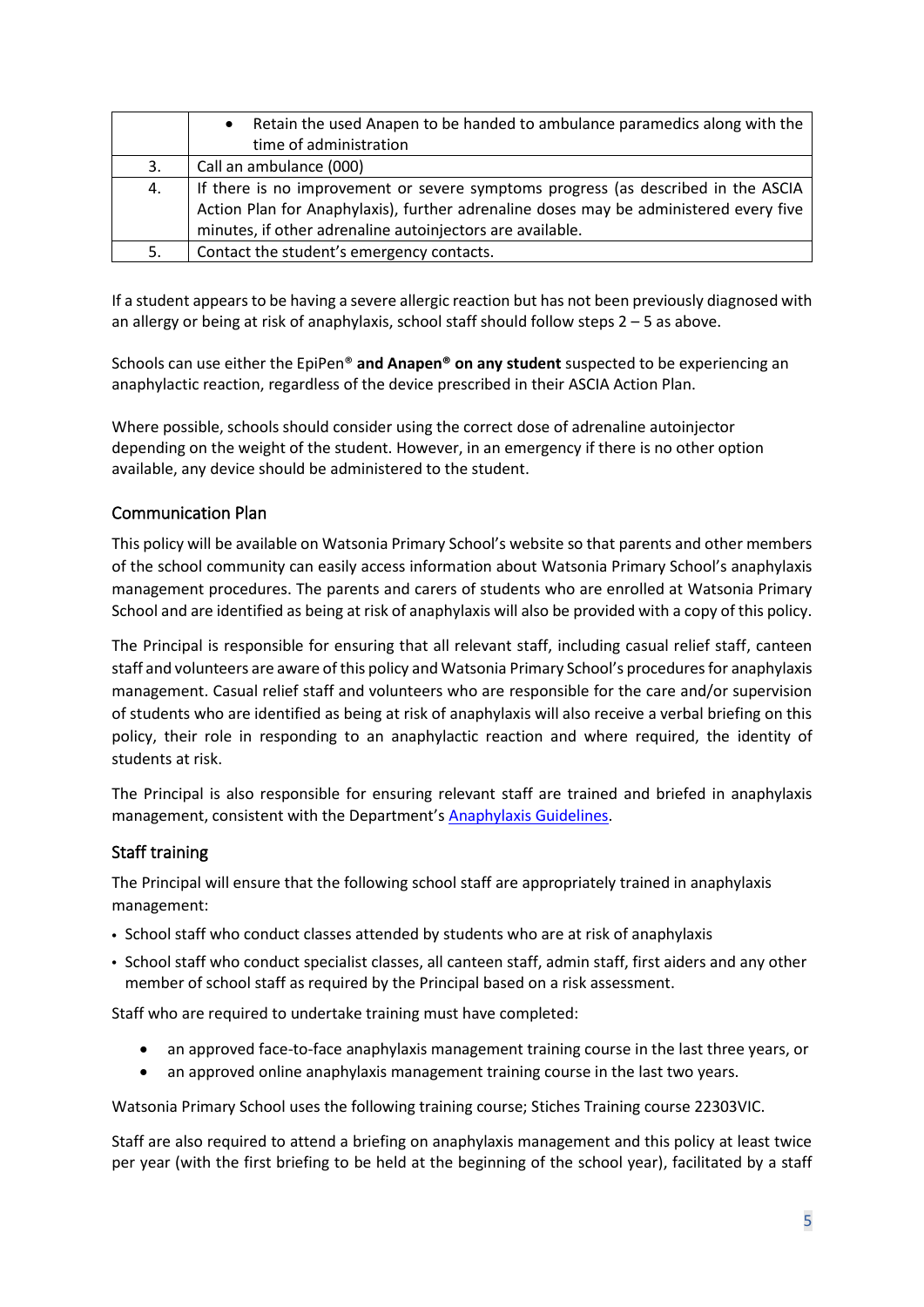| | |
|---|---|
| | • Retain the used Anapen to be handed to ambulance paramedics along with the time of administration |
| 3. | Call an ambulance (000) |
| 4. | If there is no improvement or severe symptoms progress (as described in the ASCIA Action Plan for Anaphylaxis), further adrenaline doses may be administered every five minutes, if other adrenaline autoinjectors are available. |
| 5. | Contact the student's emergency contacts. |

If a student appears to be having a severe allergic reaction but has not been previously diagnosed with an allergy or being at risk of anaphylaxis, school staff should follow steps 2 – 5 as above.

Schools can use either the EpiPen® **and Anapen® on any student** suspected to be experiencing an anaphylactic reaction, regardless of the device prescribed in their ASCIA Action Plan.

Where possible, schools should consider using the correct dose of adrenaline autoinjector depending on the weight of the student. However, in an emergency if there is no other option available, any device should be administered to the student.

## Communication Plan

This policy will be available on Watsonia Primary School's website so that parents and other members of the school community can easily access information about Watsonia Primary School's anaphylaxis management procedures. The parents and carers of students who are enrolled at Watsonia Primary School and are identified as being at risk of anaphylaxis will also be provided with a copy of this policy.

The Principal is responsible for ensuring that all relevant staff, including casual relief staff, canteen staff and volunteers are aware of this policy and Watsonia Primary School's procedures for anaphylaxis management. Casual relief staff and volunteers who are responsible for the care and/or supervision of students who are identified as being at risk of anaphylaxis will also receive a verbal briefing on this policy, their role in responding to an anaphylactic reaction and where required, the identity of students at risk.

The Principal is also responsible for ensuring relevant staff are trained and briefed in anaphylaxis management, consistent with the Department's Anaphylaxis Guidelines.

## Staff training

The Principal will ensure that the following school staff are appropriately trained in anaphylaxis management:

- School staff who conduct classes attended by students who are at risk of anaphylaxis
- School staff who conduct specialist classes, all canteen staff, admin staff, first aiders and any other member of school staff as required by the Principal based on a risk assessment.

Staff who are required to undertake training must have completed:

- an approved face-to-face anaphylaxis management training course in the last three years, or
- an approved online anaphylaxis management training course in the last two years.

Watsonia Primary School uses the following training course; Stiches Training course 22303VIC.

Staff are also required to attend a briefing on anaphylaxis management and this policy at least twice per year (with the first briefing to be held at the beginning of the school year), facilitated by a staff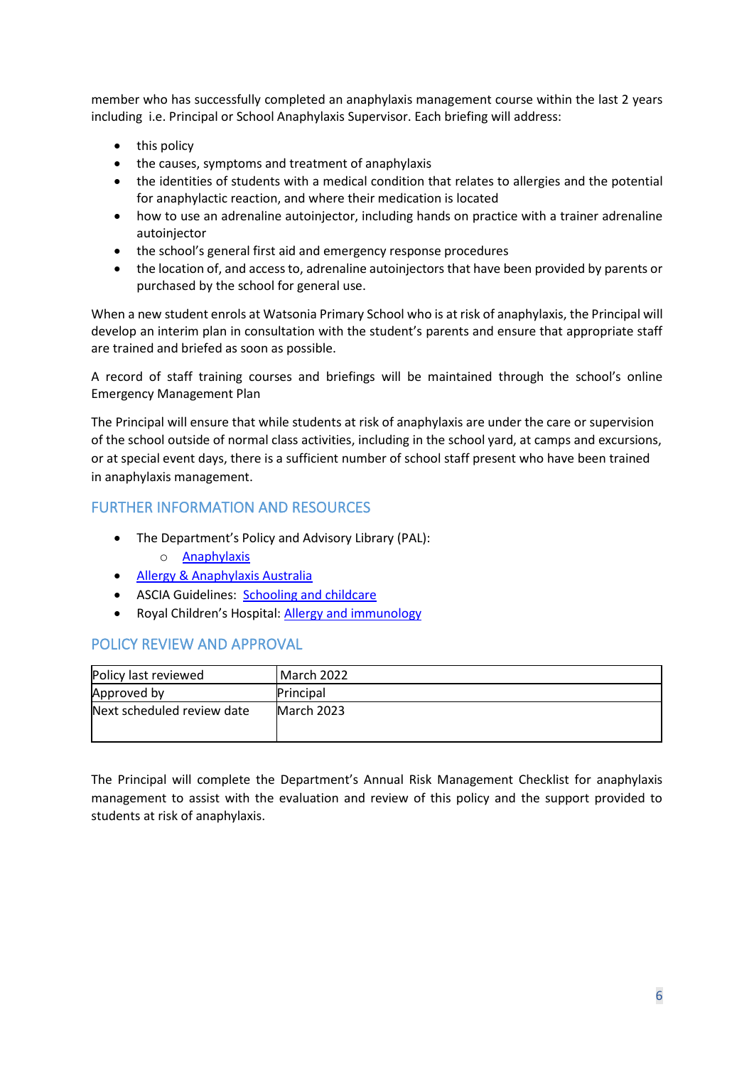member who has successfully completed an anaphylaxis management course within the last 2 years including i.e. Principal or School Anaphylaxis Supervisor. Each briefing will address:

- this policy
- the causes, symptoms and treatment of anaphylaxis
- the identities of students with a medical condition that relates to allergies and the potential for anaphylactic reaction, and where their medication is located
- how to use an adrenaline autoinjector, including hands on practice with a trainer adrenaline autoinjector
- the school's general first aid and emergency response procedures
- the location of, and access to, adrenaline autoinjectors that have been provided by parents or purchased by the school for general use.

When a new student enrols at Watsonia Primary School who is at risk of anaphylaxis, the Principal will develop an interim plan in consultation with the student's parents and ensure that appropriate staff are trained and briefed as soon as possible.

A record of staff training courses and briefings will be maintained through the school's online Emergency Management Plan

The Principal will ensure that while students at risk of anaphylaxis are under the care or supervision of the school outside of normal class activities, including in the school yard, at camps and excursions, or at special event days, there is a sufficient number of school staff present who have been trained in anaphylaxis management.

## FURTHER INFORMATION AND RESOURCES

- The Department's Policy and Advisory Library (PAL):
  - Anaphylaxis
- Allergy & Anaphylaxis Australia
- ASCIA Guidelines: Schooling and childcare
- Royal Children's Hospital: Allergy and immunology

## POLICY REVIEW AND APPROVAL

| | |
|---|---|
| Policy last reviewed | March 2022 |
| Approved by | Principal |
| Next scheduled review date | March 2023 |

The Principal will complete the Department's Annual Risk Management Checklist for anaphylaxis management to assist with the evaluation and review of this policy and the support provided to students at risk of anaphylaxis.